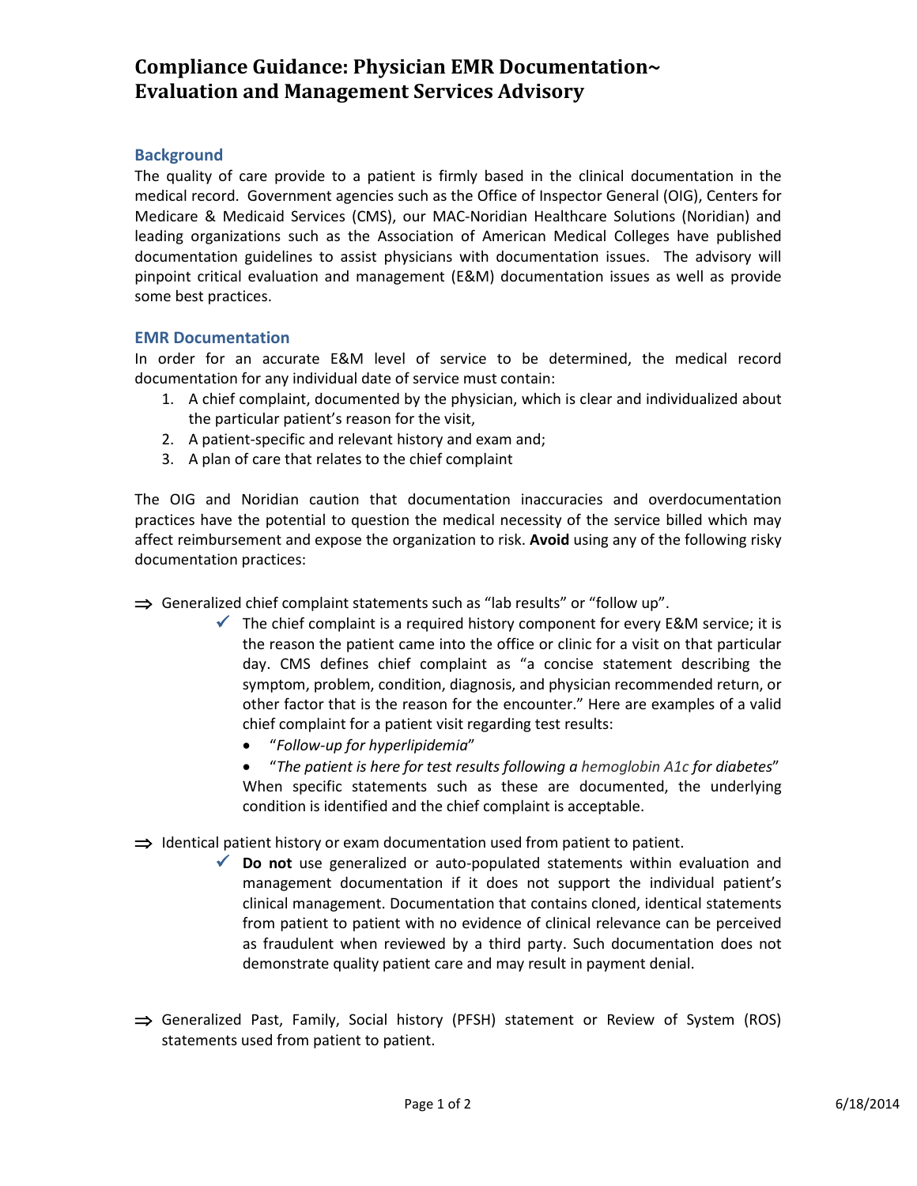# Compliance Guidance: Physician EMR Documentation~ Evaluation and Management Services Advisory

## Background

The quality of care provide to a patient is firmly based in the clinical documentation in the medical record. Government agencies such as the Office of Inspector General (OIG), Centers for Medicare & Medicaid Services (CMS), our MAC-Noridian Healthcare Solutions (Noridian) and leading organizations such as the Association of American Medical Colleges have published documentation guidelines to assist physicians with documentation issues. The advisory will pinpoint critical evaluation and management (E&M) documentation issues as well as provide some best practices.

## EMR Documentation

In order for an accurate E&M level of service to be determined, the medical record documentation for any individual date of service must contain:

1. A chief complaint, documented by the physician, which is clear and individualized about the particular patient's reason for the visit,
2. A patient-specific and relevant history and exam and;
3. A plan of care that relates to the chief complaint

The OIG and Noridian caution that documentation inaccuracies and overdocumentation practices have the potential to question the medical necessity of the service billed which may affect reimbursement and expose the organization to risk. **Avoid** using any of the following risky documentation practices:

⇒ Generalized chief complaint statements such as "lab results" or "follow up".

- ✓ The chief complaint is a required history component for every E&M service; it is the reason the patient came into the office or clinic for a visit on that particular day. CMS defines chief complaint as "a concise statement describing the symptom, problem, condition, diagnosis, and physician recommended return, or other factor that is the reason for the encounter." Here are examples of a valid chief complaint for a patient visit regarding test results:
  - "*Follow-up for hyperlipidemia*"
  - "*The patient is here for test results following a hemoglobin A1c for diabetes*"

  When specific statements such as these are documented, the underlying condition is identified and the chief complaint is acceptable.

⇒ Identical patient history or exam documentation used from patient to patient.

- ✓ **Do not** use generalized or auto-populated statements within evaluation and management documentation if it does not support the individual patient's clinical management. Documentation that contains cloned, identical statements from patient to patient with no evidence of clinical relevance can be perceived as fraudulent when reviewed by a third party. Such documentation does not demonstrate quality patient care and may result in payment denial.

⇒ Generalized Past, Family, Social history (PFSH) statement or Review of System (ROS) statements used from patient to patient.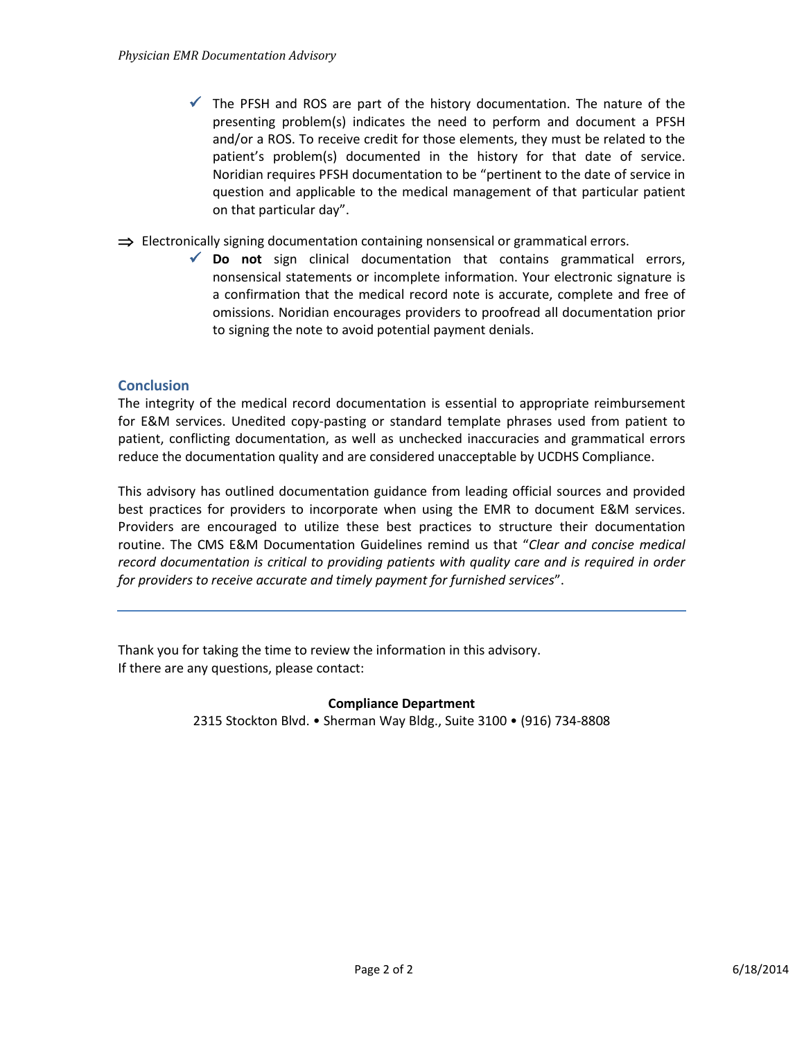- ✓ The PFSH and ROS are part of the history documentation. The nature of the presenting problem(s) indicates the need to perform and document a PFSH and/or a ROS. To receive credit for those elements, they must be related to the patient's problem(s) documented in the history for that date of service. Noridian requires PFSH documentation to be "pertinent to the date of service in question and applicable to the medical management of that particular patient on that particular day".

⇒ Electronically signing documentation containing nonsensical or grammatical errors.

- ✓ **Do not** sign clinical documentation that contains grammatical errors, nonsensical statements or incomplete information. Your electronic signature is a confirmation that the medical record note is accurate, complete and free of omissions. Noridian encourages providers to proofread all documentation prior to signing the note to avoid potential payment denials.

## Conclusion

The integrity of the medical record documentation is essential to appropriate reimbursement for E&M services. Unedited copy-pasting or standard template phrases used from patient to patient, conflicting documentation, as well as unchecked inaccuracies and grammatical errors reduce the documentation quality and are considered unacceptable by UCDHS Compliance.

This advisory has outlined documentation guidance from leading official sources and provided best practices for providers to incorporate when using the EMR to document E&M services. Providers are encouraged to utilize these best practices to structure their documentation routine. The CMS E&M Documentation Guidelines remind us that "*Clear and concise medical record documentation is critical to providing patients with quality care and is required in order for providers to receive accurate and timely payment for furnished services*".

---

Thank you for taking the time to review the information in this advisory.
If there are any questions, please contact:

**Compliance Department**
2315 Stockton Blvd. • Sherman Way Bldg., Suite 3100 • (916) 734-8808